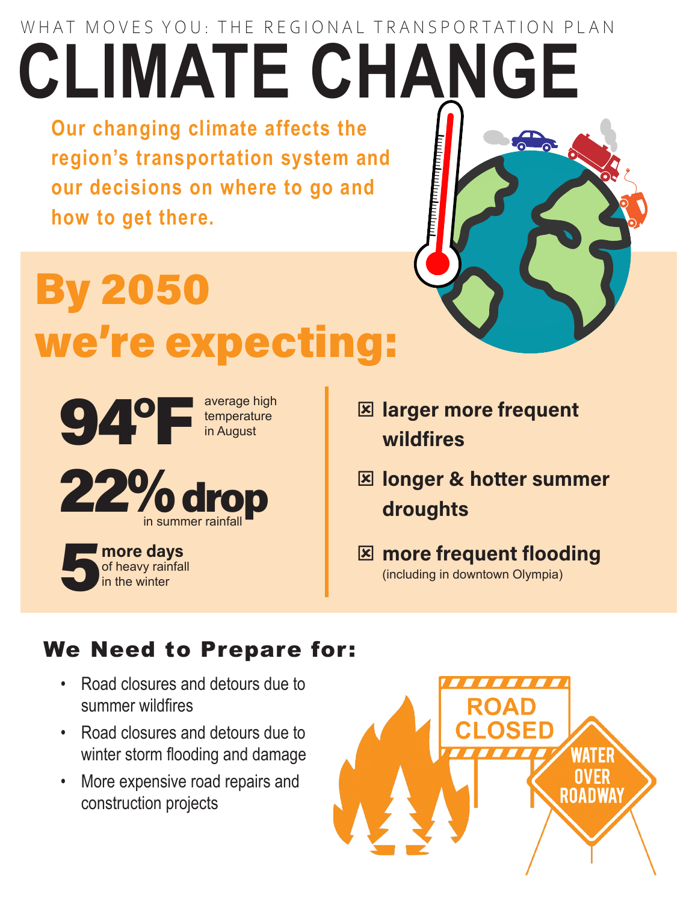WHAT MOVES YOU: THE REGIONAL TRANSPORTATION PLAN

# CLIMATE CHANGE

**Our changing climate affects the region's transportation system and our decisions on where to go and how to get there.**

## By 2050 we're expecting:

**94°F** average high temperature in August

**22% drop** in summer rainfall

**5 more days** of heavy rainfall in the winter

- ☒ **larger more frequent wildfires**
- ☒ **longer & hotter summer droughts**
- ☒ **more frequent flooding** (including in downtown Olympia)

## We Need to Prepare for:

- Road closures and detours due to summer wildfires
- Road closures and detours due to winter storm flooding and damage
- More expensive road repairs and construction projects

ROAD CLOSED

WATER OVER ROADWAY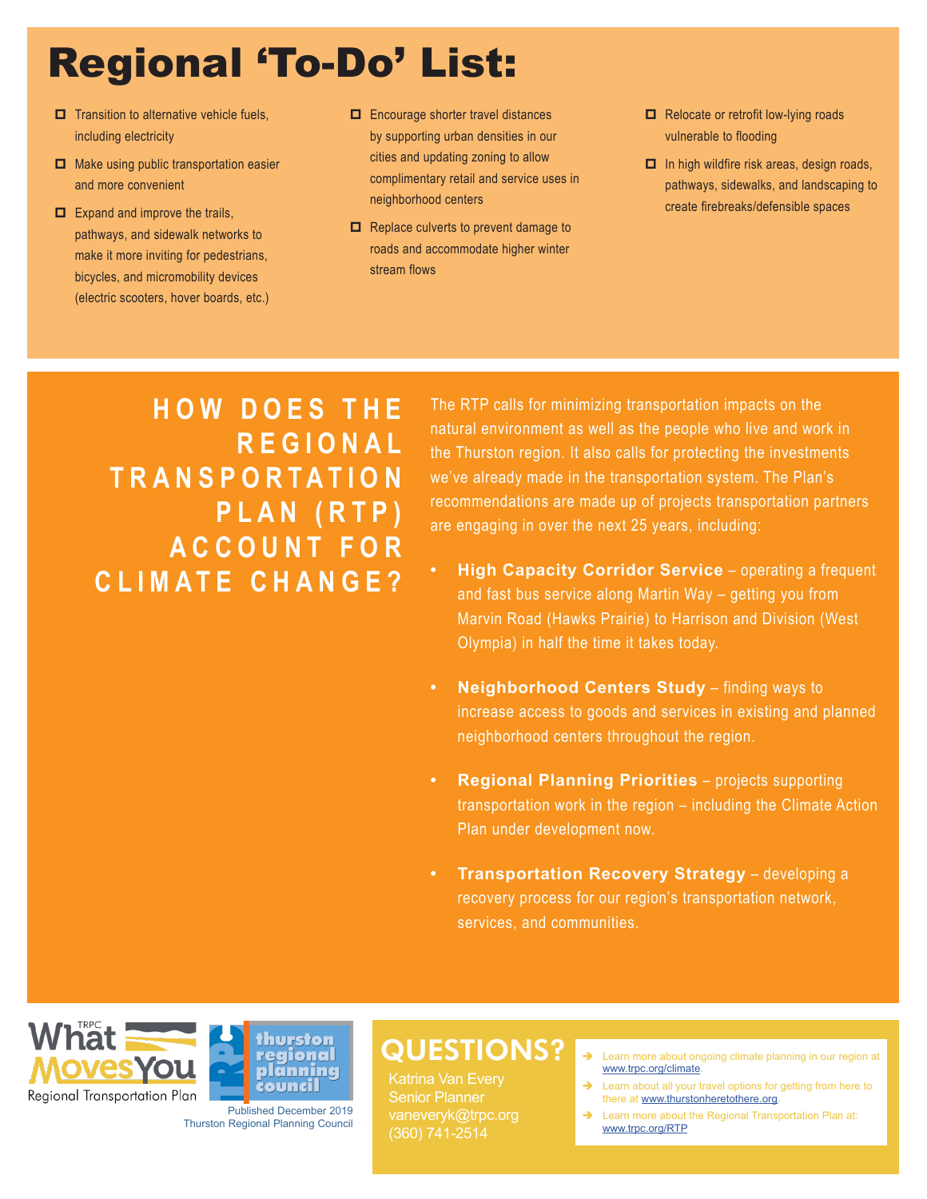# Regional 'To-Do' List:

- ☐ Transition to alternative vehicle fuels, including electricity
- ☐ Make using public transportation easier and more convenient
- ☐ Expand and improve the trails, pathways, and sidewalk networks to make it more inviting for pedestrians, bicycles, and micromobility devices (electric scooters, hover boards, etc.)
- ☐ Encourage shorter travel distances by supporting urban densities in our cities and updating zoning to allow complimentary retail and service uses in neighborhood centers
- ☐ Replace culverts to prevent damage to roads and accommodate higher winter stream flows
- ☐ Relocate or retrofit low-lying roads vulnerable to flooding
- ☐ In high wildfire risk areas, design roads, pathways, sidewalks, and landscaping to create firebreaks/defensible spaces

## HOW DOES THE REGIONAL TRANSPORTATION PLAN (RTP) ACCOUNT FOR CLIMATE CHANGE?

The RTP calls for minimizing transportation impacts on the natural environment as well as the people who live and work in the Thurston region. It also calls for protecting the investments we've already made in the transportation system. The Plan's recommendations are made up of projects transportation partners are engaging in over the next 25 years, including:

- **High Capacity Corridor Service** – operating a frequent and fast bus service along Martin Way – getting you from Marvin Road (Hawks Prairie) to Harrison and Division (West Olympia) in half the time it takes today.
- **Neighborhood Centers Study** – finding ways to increase access to goods and services in existing and planned neighborhood centers throughout the region.
- **Regional Planning Priorities** – projects supporting transportation work in the region – including the Climate Action Plan under development now.
- **Transportation Recovery Strategy** – developing a recovery process for our region's transportation network, services, and communities.

TRPC What Moves You Regional Transportation Plan

thurston regional planning council

Published December 2019
Thurston Regional Planning Council

## QUESTIONS?

Katrina Van Every
Senior Planner
vaneveryk@trpc.org
(360) 741-2514

- ➔ Learn more about ongoing climate planning in our region at www.trpc.org/climate.
- ➔ Learn about all your travel options for getting from here to there at www.thurstonheretothere.org.
- ➔ Learn more about the Regional Transportation Plan at: www.trpc.org/RTP